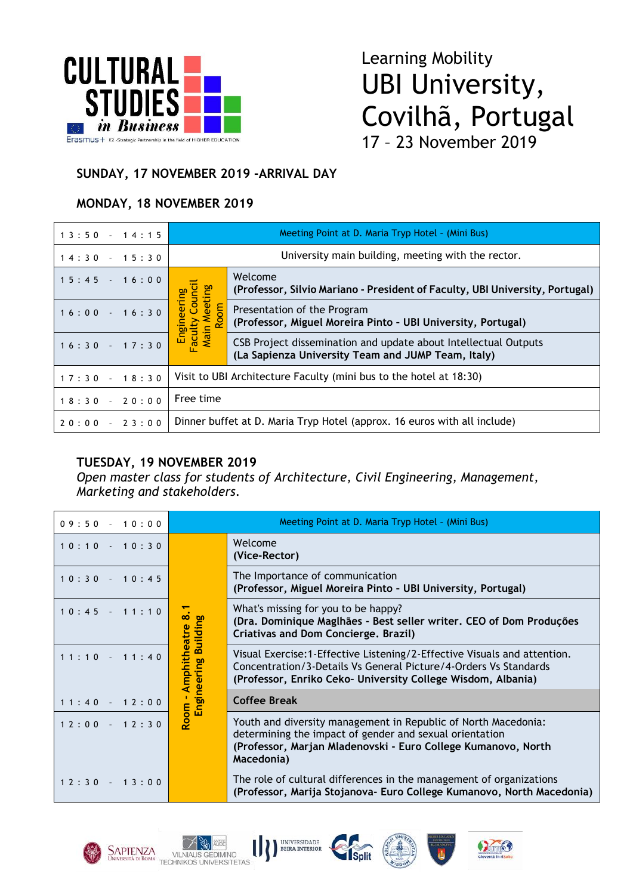CULTURAL STUDIES in Business

Erasmus+ K2 -Strategic Partnership in the field of HIGHER EDUCATION

# Learning Mobility

# UBI University, Covilhã, Portugal

17 – 23 November 2019

### SUNDAY, 17 NOVEMBER 2019 -ARRIVAL DAY

### MONDAY, 18 NOVEMBER 2019

| Time | Room | Activity |
|---|---|---|
| 13:50 - 14:15 | Meeting Point at D. Maria Tryp Hotel – (Mini Bus) | |
| 14:30 - 15:30 | University main building, meeting with the rector. | |
| 15:45 - 16:00 | Engineering Faculty Council Main Meeting Room | Welcome **(Professor, Silvio Mariano - President of Faculty, UBI University, Portugal)** |
| 16:00 - 16:30 | | Presentation of the Program **(Professor, Miguel Moreira Pinto - UBI University, Portugal)** |
| 16:30 - 17:30 | | CSB Project dissemination and update about Intellectual Outputs **(La Sapienza University Team and JUMP Team, Italy)** |
| 17:30 - 18:30 | Visit to UBI Architecture Faculty (mini bus to the hotel at 18:30) | |
| 18:30 - 20:00 | Free time | |
| 20:00 - 23:00 | Dinner buffet at D. Maria Tryp Hotel (approx. 16 euros with all include) | |

### TUESDAY, 19 NOVEMBER 2019

*Open master class for students of Architecture, Civil Engineering, Management, Marketing and stakeholders.*

| Time | Room | Activity |
|---|---|---|
| 09:50 - 10:00 | Meeting Point at D. Maria Tryp Hotel – (Mini Bus) | |
| 10:10 - 10:30 | **Room - Amphitheatre 8.1 Engineering Building** | Welcome **(Vice-Rector)** |
| 10:30 - 10:45 | | The Importance of communication **(Professor, Miguel Moreira Pinto - UBI University, Portugal)** |
| 10:45 - 11:10 | | What's missing for you to be happy? **(Dra. Dominique Maglhães - Best seller writer. CEO of Dom Produções Criativas and Dom Concierge. Brazil)** |
| 11:10 - 11:40 | | Visual Exercise:1-Effective Listening/2-Effective Visuals and attention. Concentration/3-Details Vs General Picture/4-Orders Vs Standards **(Professor, Enriko Ceko- University College Wisdom, Albania)** |
| 11:40 - 12:00 | | **Coffee Break** |
| 12:00 - 12:30 | | Youth and diversity management in Republic of North Macedonia: determining the impact of gender and sexual orientation **(Professor, Marjan Mladenovski - Euro College Kumanovo, North Macedonia)** |
| 12:30 - 13:00 | | The role of cultural differences in the management of organizations **(Professor, Marija Stojanova- Euro College Kumanovo, North Macedonia)** |

SAPIENZA Università di Roma · Vilniaus Gedimino Technikos Universitetas · Universidade Beira Interior · Split · Kolegji Universitar Wisdom · Kumanovo · Jump Gioventù in Salto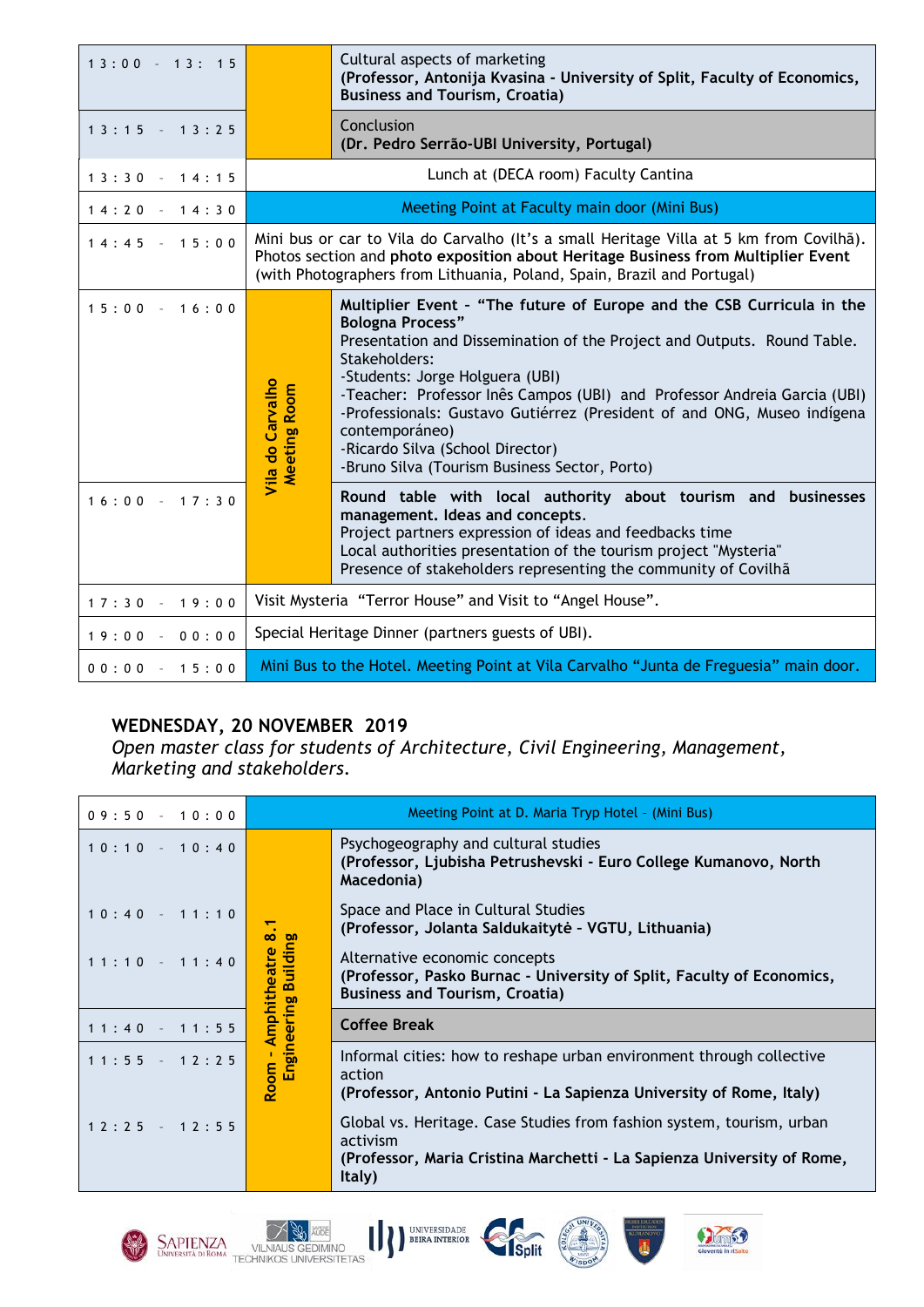| | | |
|---|---|---|
| 13:00 - 13: 15 | | Cultural aspects of marketing<br>**(Professor, Antonija Kvasina - University of Split, Faculty of Economics, Business and Tourism, Croatia)** |
| 13:15 - 13:25 | | Conclusion<br>**(Dr. Pedro Serrão-UBI University, Portugal)** |
| 13:30 - 14:15 | Lunch at (DECA room) Faculty Cantina | |
| 14:20 - 14:30 | Meeting Point at Faculty main door (Mini Bus) | |
| 14:45 - 15:00 | Mini bus or car to Vila do Carvalho (It's a small Heritage Villa at 5 km from Covilhã). Photos section and **photo exposition about Heritage Business from Multiplier Event** (with Photographers from Lithuania, Poland, Spain, Brazil and Portugal) | |
| 15:00 - 16:00 | Vila do Carvalho Meeting Room | **Multiplier Event - "The future of Europe and the CSB Curricula in the Bologna Process"**<br>Presentation and Dissemination of the Project and Outputs. Round Table. Stakeholders:<br>-Students: Jorge Holguera (UBI)<br>-Teacher: Professor Inês Campos (UBI) and Professor Andreia Garcia (UBI)<br>-Professionals: Gustavo Gutiérrez (President of and ONG, Museo indígena contemporáneo)<br>-Ricardo Silva (School Director)<br>-Bruno Silva (Tourism Business Sector, Porto) |
| 16:00 - 17:30 | Vila do Carvalho Meeting Room | **Round table with local authority about tourism and businesses management. Ideas and concepts.**<br>Project partners expression of ideas and feedbacks time<br>Local authorities presentation of the tourism project "Mysteria"<br>Presence of stakeholders representing the community of Covilhã |
| 17:30 - 19:00 | Visit Mysteria "Terror House" and Visit to "Angel House". | |
| 19:00 - 00:00 | Special Heritage Dinner (partners guests of UBI). | |
| 00:00 - 15:00 | Mini Bus to the Hotel. Meeting Point at Vila Carvalho "Junta de Freguesia" main door. | |

## WEDNESDAY, 20 NOVEMBER 2019

*Open master class for students of Architecture, Civil Engineering, Management, Marketing and stakeholders.*

| | | |
|---|---|---|
| 09:50 - 10:00 | Meeting Point at D. Maria Tryp Hotel - (Mini Bus) | |
| 10:10 - 10:40 | Room - Amphitheatre 8.1 Engineering Building | Psychogeography and cultural studies<br>**(Professor, Ljubisha Petrushevski - Euro College Kumanovo, North Macedonia)** |
| 10:40 - 11:10 | Room - Amphitheatre 8.1 Engineering Building | Space and Place in Cultural Studies<br>**(Professor, Jolanta Saldukaitytė - VGTU, Lithuania)** |
| 11:10 - 11:40 | Room - Amphitheatre 8.1 Engineering Building | Alternative economic concepts<br>**(Professor, Pasko Burnac - University of Split, Faculty of Economics, Business and Tourism, Croatia)** |
| 11:40 - 11:55 | Room - Amphitheatre 8.1 Engineering Building | **Coffee Break** |
| 11:55 - 12:25 | Room - Amphitheatre 8.1 Engineering Building | Informal cities: how to reshape urban environment through collective action<br>**(Professor, Antonio Putini - La Sapienza University of Rome, Italy)** |
| 12:25 - 12:55 | Room - Amphitheatre 8.1 Engineering Building | Global vs. Heritage. Case Studies from fashion system, tourism, urban activism<br>**(Professor, Maria Cristina Marchetti - La Sapienza University of Rome, Italy)** |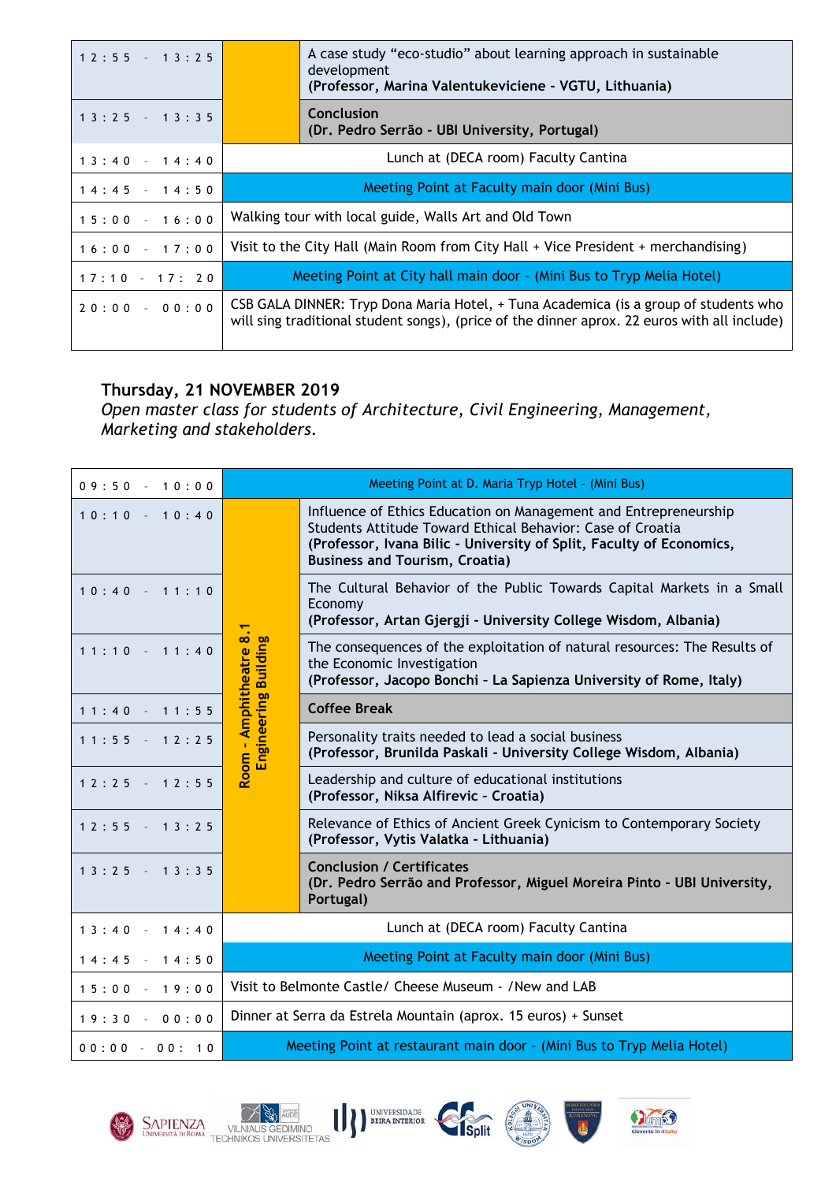| 12:55 - 13:25 | | A case study "eco-studio" about learning approach in sustainable development **(Professor, Marina Valentukeviciene - VGTU, Lithuania)** |
|---|---|---|
| 13:25 - 13:35 | | **Conclusion (Dr. Pedro Serrão - UBI University, Portugal)** |
| 13:40 - 14:40 | Lunch at (DECA room) Faculty Cantina | |
| 14:45 - 14:50 | Meeting Point at Faculty main door (Mini Bus) | |
| 15:00 - 16:00 | Walking tour with local guide, Walls Art and Old Town | |
| 16:00 - 17:00 | Visit to the City Hall (Main Room from City Hall + Vice President + merchandising) | |
| 17:10 - 17: 20 | Meeting Point at City hall main door - (Mini Bus to Tryp Melia Hotel) | |
| 20:00 - 00:00 | CSB GALA DINNER: Tryp Dona Maria Hotel, + Tuna Academica (is a group of students who will sing traditional student songs), (price of the dinner aprox. 22 euros with all include) | |

## Thursday, 21 NOVEMBER 2019

*Open master class for students of Architecture, Civil Engineering, Management, Marketing and stakeholders.*

| 09:50 - 10:00 | Meeting Point at D. Maria Tryp Hotel - (Mini Bus) | |
|---|---|---|
| 10:10 - 10:40 | **Room - Amphitheatre 8.1 Engineering Building** | Influence of Ethics Education on Management and Entrepreneurship Students Attitude Toward Ethical Behavior: Case of Croatia **(Professor, Ivana Bilic - University of Split, Faculty of Economics, Business and Tourism, Croatia)** |
| 10:40 - 11:10 | | The Cultural Behavior of the Public Towards Capital Markets in a Small Economy **(Professor, Artan Gjergji - University College Wisdom, Albania)** |
| 11:10 - 11:40 | | The consequences of the exploitation of natural resources: The Results of the Economic Investigation **(Professor, Jacopo Bonchi - La Sapienza University of Rome, Italy)** |
| 11:40 - 11:55 | | **Coffee Break** |
| 11:55 - 12:25 | | Personality traits needed to lead a social business **(Professor, Brunilda Paskali - University College Wisdom, Albania)** |
| 12:25 - 12:55 | | Leadership and culture of educational institutions **(Professor, Niksa Alfirevic - Croatia)** |
| 12:55 - 13:25 | | Relevance of Ethics of Ancient Greek Cynicism to Contemporary Society **(Professor, Vytis Valatka - Lithuania)** |
| 13:25 - 13:35 | | **Conclusion / Certificates (Dr. Pedro Serrão and Professor, Miguel Moreira Pinto - UBI University, Portugal)** |
| 13:40 - 14:40 | Lunch at (DECA room) Faculty Cantina | |
| 14:45 - 14:50 | Meeting Point at Faculty main door (Mini Bus) | |
| 15:00 - 19:00 | Visit to Belmonte Castle/ Cheese Museum - /New and LAB | |
| 19:30 - 00:00 | Dinner at Serra da Estrela Mountain (aprox. 15 euros) + Sunset | |
| 00:00 - 00: 10 | Meeting Point at restaurant main door - (Mini Bus to Tryp Melia Hotel) | |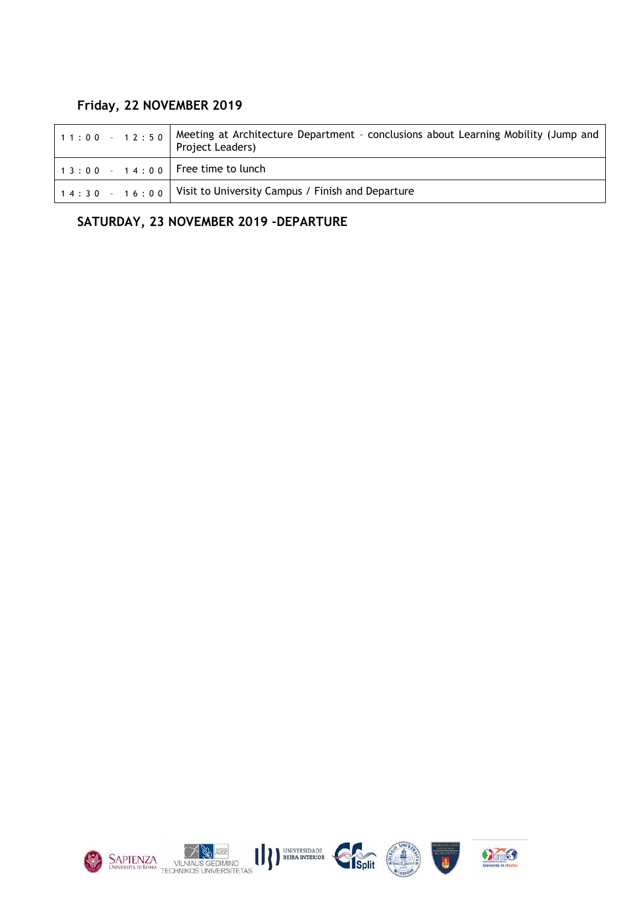## Friday, 22 NOVEMBER 2019

| | |
|---|---|
| 11:00 - 12:50 | Meeting at Architecture Department - conclusions about Learning Mobility (Jump and Project Leaders) |
| 13:00 - 14:00 | Free time to lunch |
| 14:30 - 16:00 | Visit to University Campus / Finish and Departure |

## SATURDAY, 23 NOVEMBER 2019 -DEPARTURE